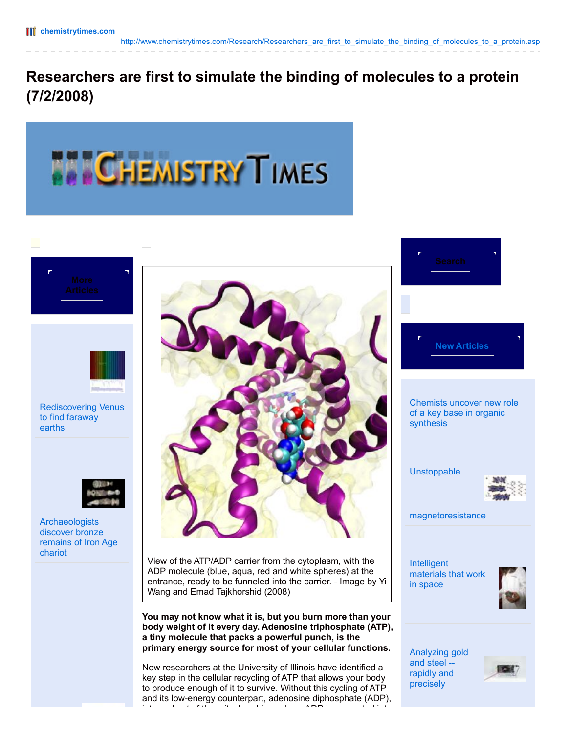# Researchers are first to simulate the binding of molecules to a protein (7/2/2008)

View of the ATP/ADP carrier from the cytoplasm, with the ADP molecule (blue, aqua, red and white spheres) at the entrance, ready to be funneled into the carrier. - Image by Yi Wang and Emad Tajkhorshid (2008)

**You may not know what it is, but you burn more than your body weight of it every day. Adenosine triphosphate (ATP), a tiny molecule that packs a powerful punch, is the primary energy source for most of your cellular functions.**

Now researchers at the University of Illinois have identified a key step in the cellular recycling of ATP that allows your body to produce enough of it to survive. Without this cycling of ATP and its low-energy counterpart, adenosine diphosphate (ADP),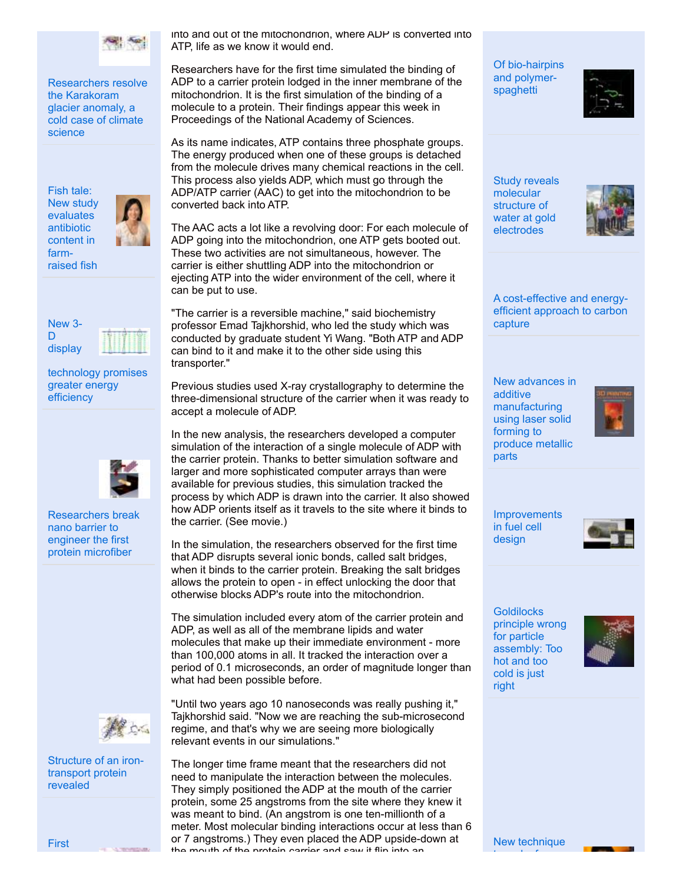into and out of the mitochondrion, where ADP is converted into ATP, life as we know it would end.

Researchers have for the first time simulated the binding of ADP to a carrier protein lodged in the inner membrane of the mitochondrion. It is the first simulation of the binding of a molecule to a protein. Their findings appear this week in Proceedings of the National Academy of Sciences.

As its name indicates, ATP contains three phosphate groups. The energy produced when one of these groups is detached from the molecule drives many chemical reactions in the cell. This process also yields ADP, which must go through the ADP/ATP carrier (AAC) to get into the mitochondrion to be converted back into ATP.

The AAC acts a lot like a revolving door: For each molecule of ADP going into the mitochondrion, one ATP gets booted out. These two activities are not simultaneous, however. The carrier is either shuttling ADP into the mitochondrion or ejecting ATP into the wider environment of the cell, where it can be put to use.

"The carrier is a reversible machine," said biochemistry professor Emad Tajkhorshid, who led the study which was conducted by graduate student Yi Wang. "Both ATP and ADP can bind to it and make it to the other side using this transporter."

Previous studies used X-ray crystallography to determine the three-dimensional structure of the carrier when it was ready to accept a molecule of ADP.

In the new analysis, the researchers developed a computer simulation of the interaction of a single molecule of ADP with the carrier protein. Thanks to better simulation software and larger and more sophisticated computer arrays than were available for previous studies, this simulation tracked the process by which ADP is drawn into the carrier. It also showed how ADP orients itself as it travels to the site where it binds to the carrier. (See movie.)

In the simulation, the researchers observed for the first time that ADP disrupts several ionic bonds, called salt bridges, when it binds to the carrier protein. Breaking the salt bridges allows the protein to open - in effect unlocking the door that otherwise blocks ADP's route into the mitochondrion.

The simulation included every atom of the carrier protein and ADP, as well as all of the membrane lipids and water molecules that make up their immediate environment - more than 100,000 atoms in all. It tracked the interaction over a period of 0.1 microseconds, an order of magnitude longer than what had been possible before.

"Until two years ago 10 nanoseconds was really pushing it," Tajkhorshid said. "Now we are reaching the sub-microsecond regime, and that's why we are seeing more biologically relevant events in our simulations."

The longer time frame meant that the researchers did not need to manipulate the interaction between the molecules. They simply positioned the ADP at the mouth of the carrier protein, some 25 angstroms from the site where they knew it was meant to bind. (An angstrom is one ten-millionth of a meter. Most molecular binding interactions occur at less than 6 or 7 angstroms.) They even placed the ADP upside-down at the mouth of the protein carrier and saw it flip into an

Researchers resolve the Karakoram glacier anomaly, a cold case of climate science

Fish tale: New study evaluates antibiotic content in farm-raised fish

New 3-D display technology promises greater energy efficiency

Researchers break nano barrier to engineer the first protein microfiber

Structure of an iron-transport protein revealed

First

Of bio-hairpins and polymer-spaghetti

Study reveals molecular structure of water at gold electrodes

A cost-effective and energy-efficient approach to carbon capture

New advances in additive manufacturing using laser solid forming to produce metallic parts

Improvements in fuel cell design

Goldilocks principle wrong for particle assembly: Too hot and too cold is just right

New technique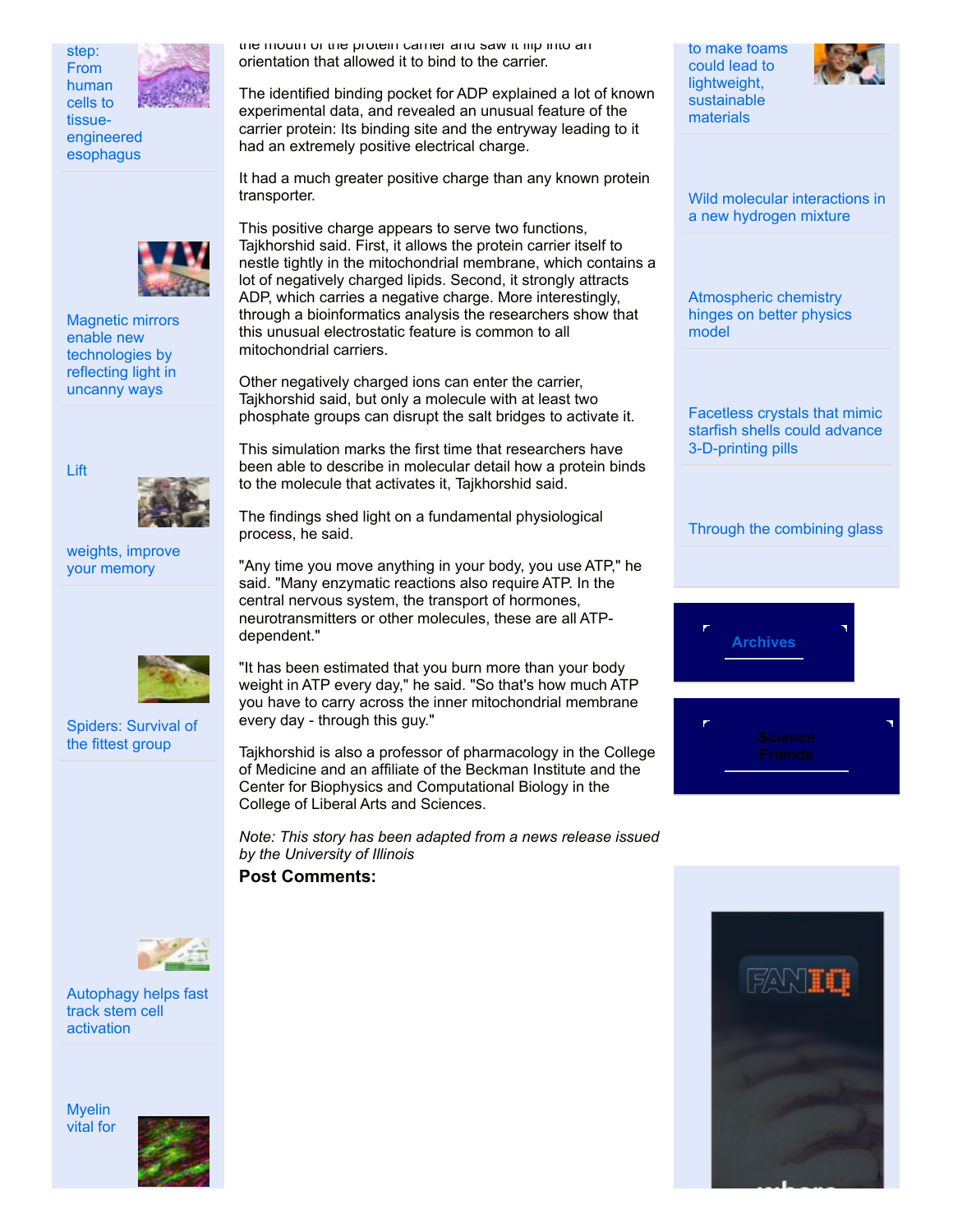the mouth of the protein carrier and saw it flip into an orientation that allowed it to bind to the carrier.

The identified binding pocket for ADP explained a lot of known experimental data, and revealed an unusual feature of the carrier protein: Its binding site and the entryway leading to it had an extremely positive electrical charge.

It had a much greater positive charge than any known protein transporter.

This positive charge appears to serve two functions, Tajkhorshid said. First, it allows the protein carrier itself to nestle tightly in the mitochondrial membrane, which contains a lot of negatively charged lipids. Second, it strongly attracts ADP, which carries a negative charge. More interestingly, through a bioinformatics analysis the researchers show that this unusual electrostatic feature is common to all mitochondrial carriers.

Other negatively charged ions can enter the carrier, Tajkhorshid said, but only a molecule with at least two phosphate groups can disrupt the salt bridges to activate it.

This simulation marks the first time that researchers have been able to describe in molecular detail how a protein binds to the molecule that activates it, Tajkhorshid said.

The findings shed light on a fundamental physiological process, he said.

"Any time you move anything in your body, you use ATP," he said. "Many enzymatic reactions also require ATP. In the central nervous system, the transport of hormones, neurotransmitters or other molecules, these are all ATP-dependent."

"It has been estimated that you burn more than your body weight in ATP every day," he said. "So that's how much ATP you have to carry across the inner mitochondrial membrane every day - through this guy."

Tajkhorshid is also a professor of pharmacology in the College of Medicine and an affiliate of the Beckman Institute and the Center for Biophysics and Computational Biology in the College of Liberal Arts and Sciences.

*Note: This story has been adapted from a news release issued by the University of Illinois*

**Post Comments:**

step: From human cells to tissue-engineered esophagus

Magnetic mirrors enable new technologies by reflecting light in uncanny ways

Lift weights, improve your memory

Spiders: Survival of the fittest group

Autophagy helps fast track stem cell activation

Myelin vital for

to make foams could lead to lightweight, sustainable materials

Wild molecular interactions in a new hydrogen mixture

Atmospheric chemistry hinges on better physics model

Facetless crystals that mimic starfish shells could advance 3-D-printing pills

Through the combining glass

Archives

Science Friends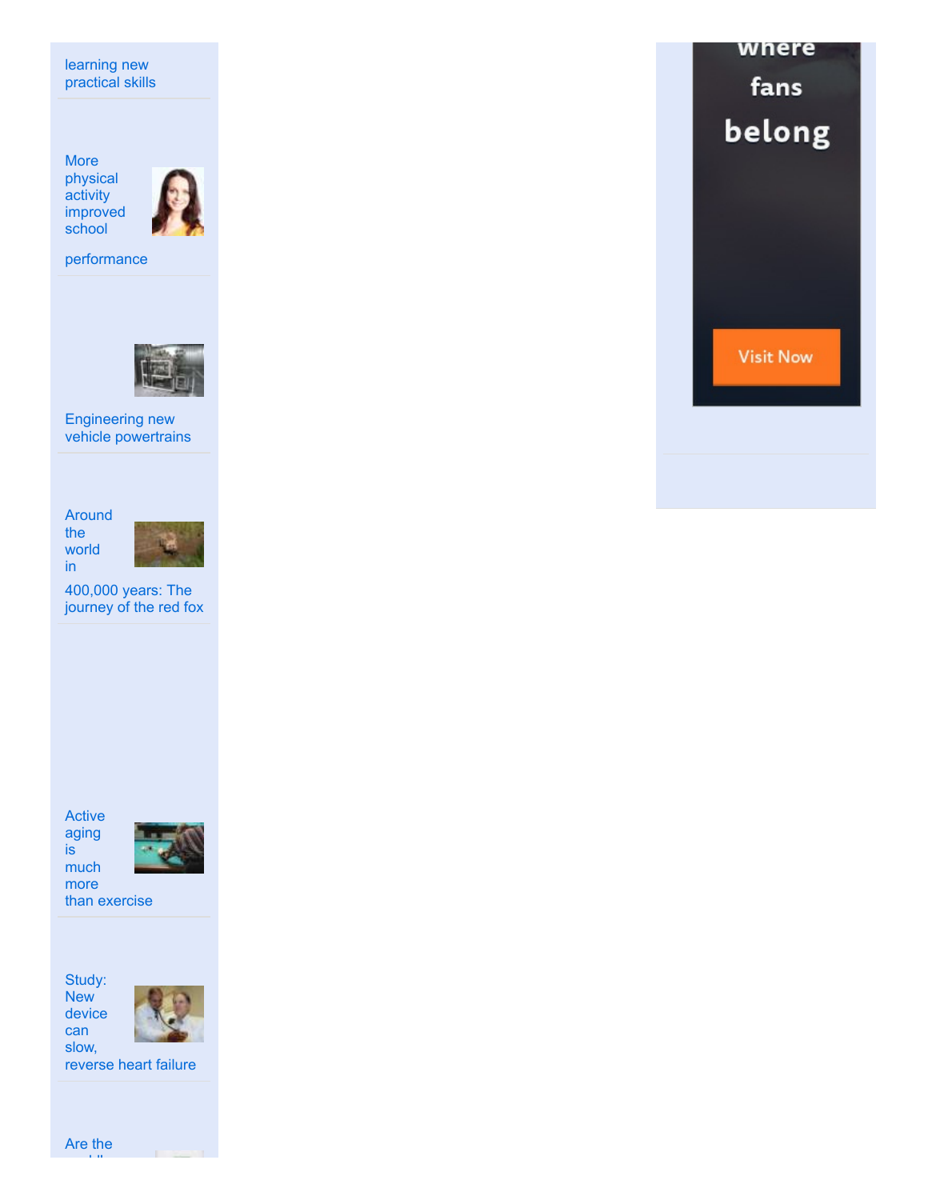learning new practical skills

More physical activity improved school performance

Engineering new vehicle powertrains

Around the world in 400,000 years: The journey of the red fox

Active aging is much more than exercise

Study: New device can slow, reverse heart failure

Are the

where fans belong

Visit Now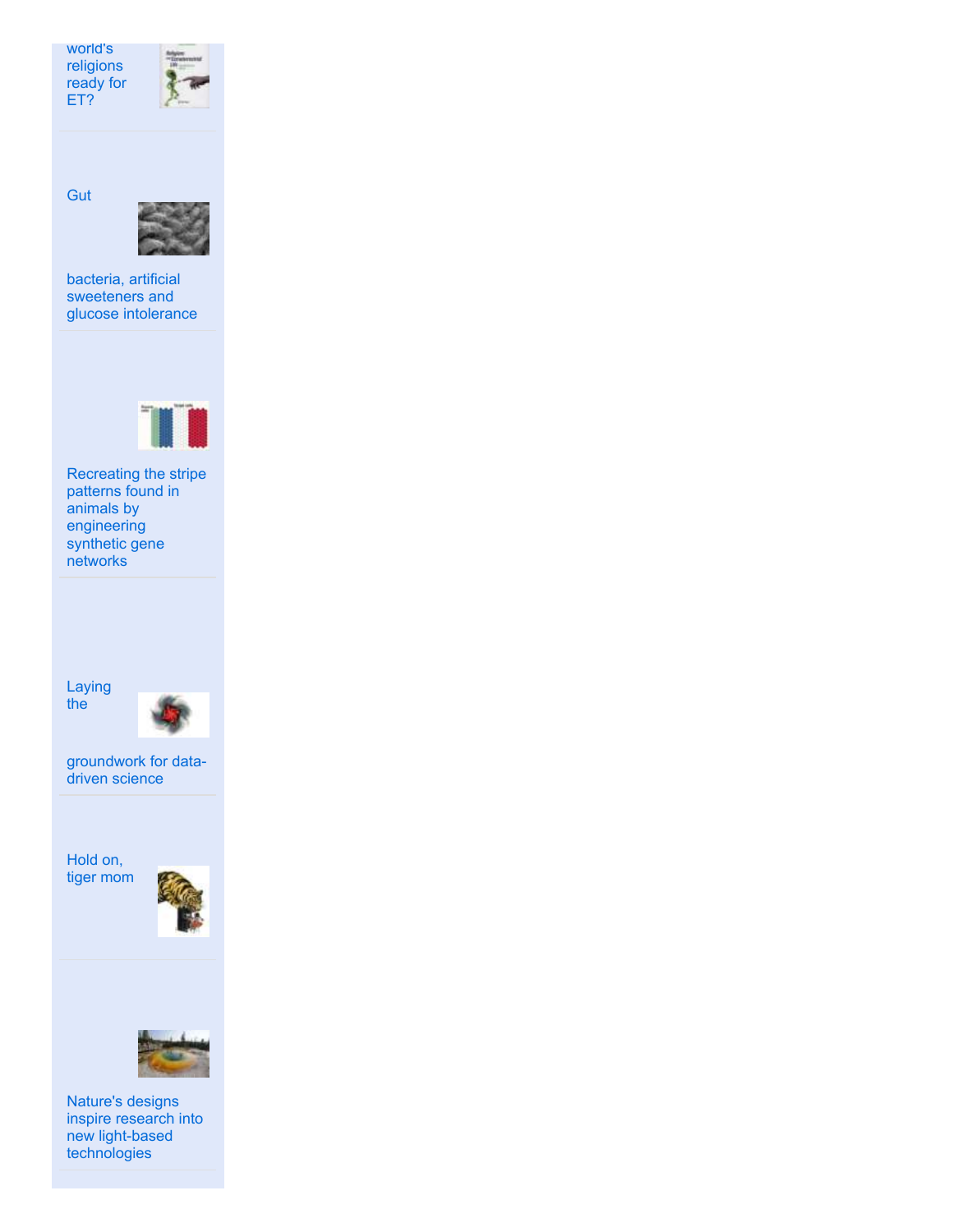world's religions ready for ET?

Gut bacteria, artificial sweeteners and glucose intolerance

Recreating the stripe patterns found in animals by engineering synthetic gene networks

Laying the groundwork for data-driven science

Hold on, tiger mom

Nature's designs inspire research into new light-based technologies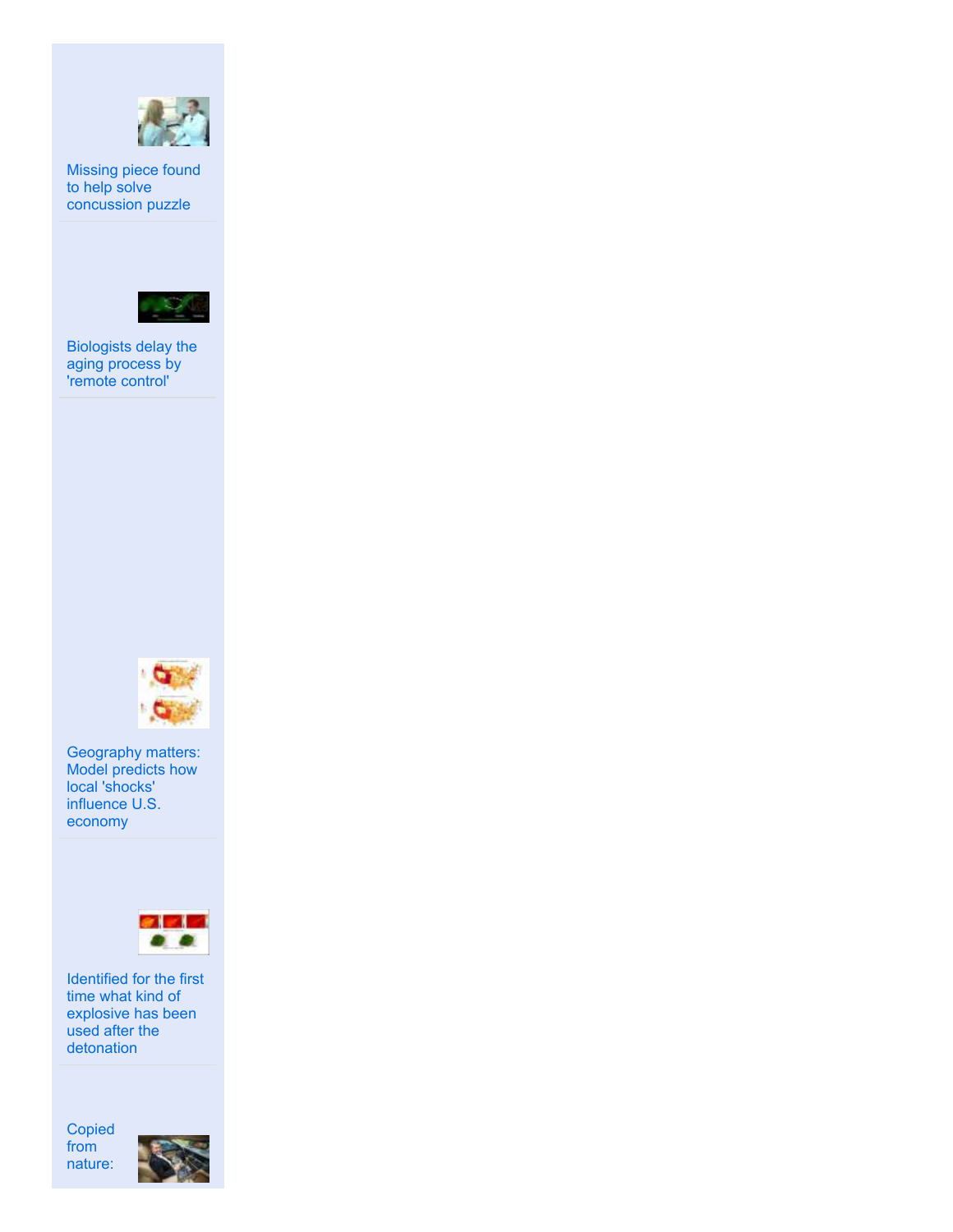Missing piece found to help solve concussion puzzle

Biologists delay the aging process by 'remote control'

Geography matters: Model predicts how local 'shocks' influence U.S. economy

Identified for the first time what kind of explosive has been used after the detonation

Copied from nature: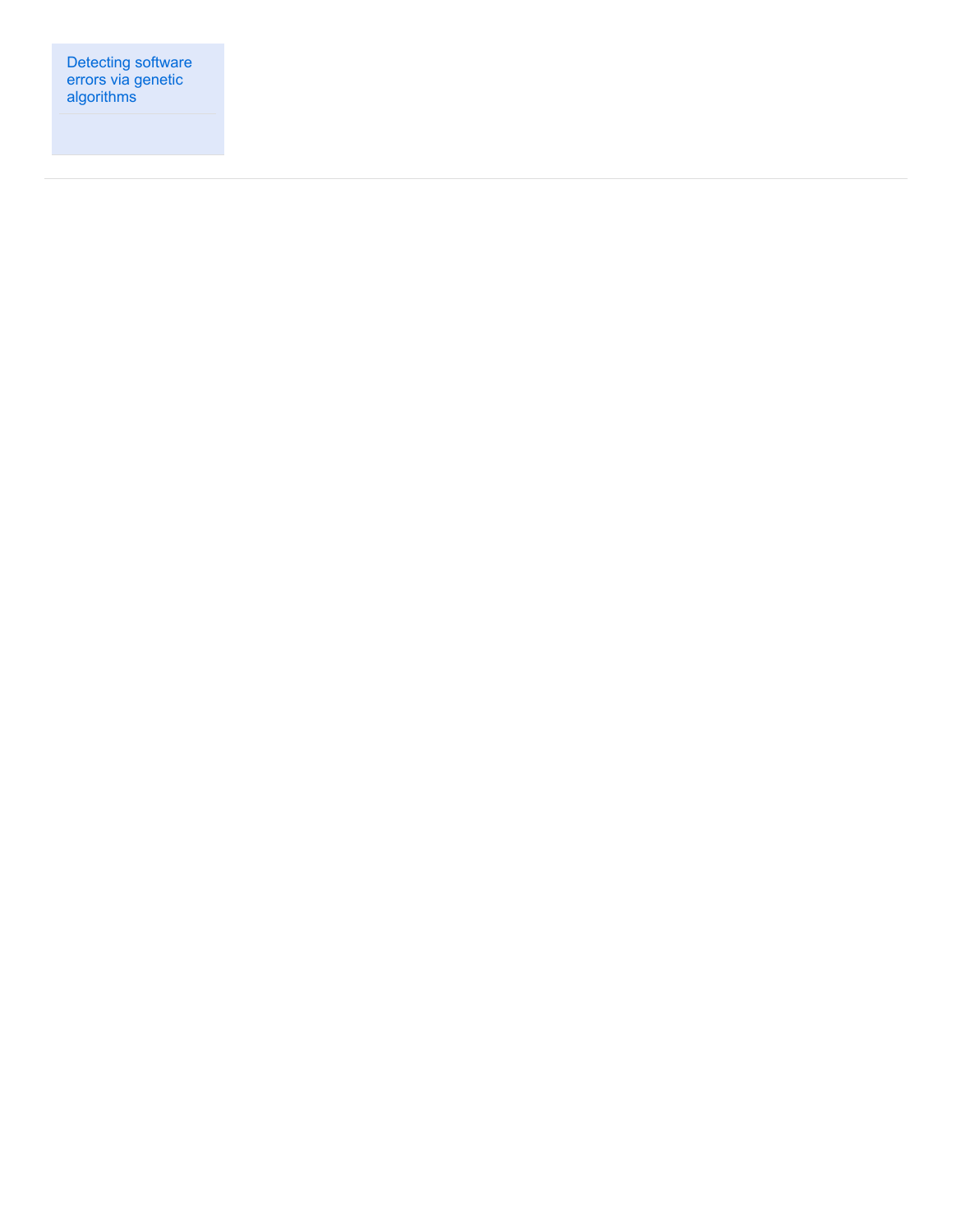Detecting software errors via genetic algorithms